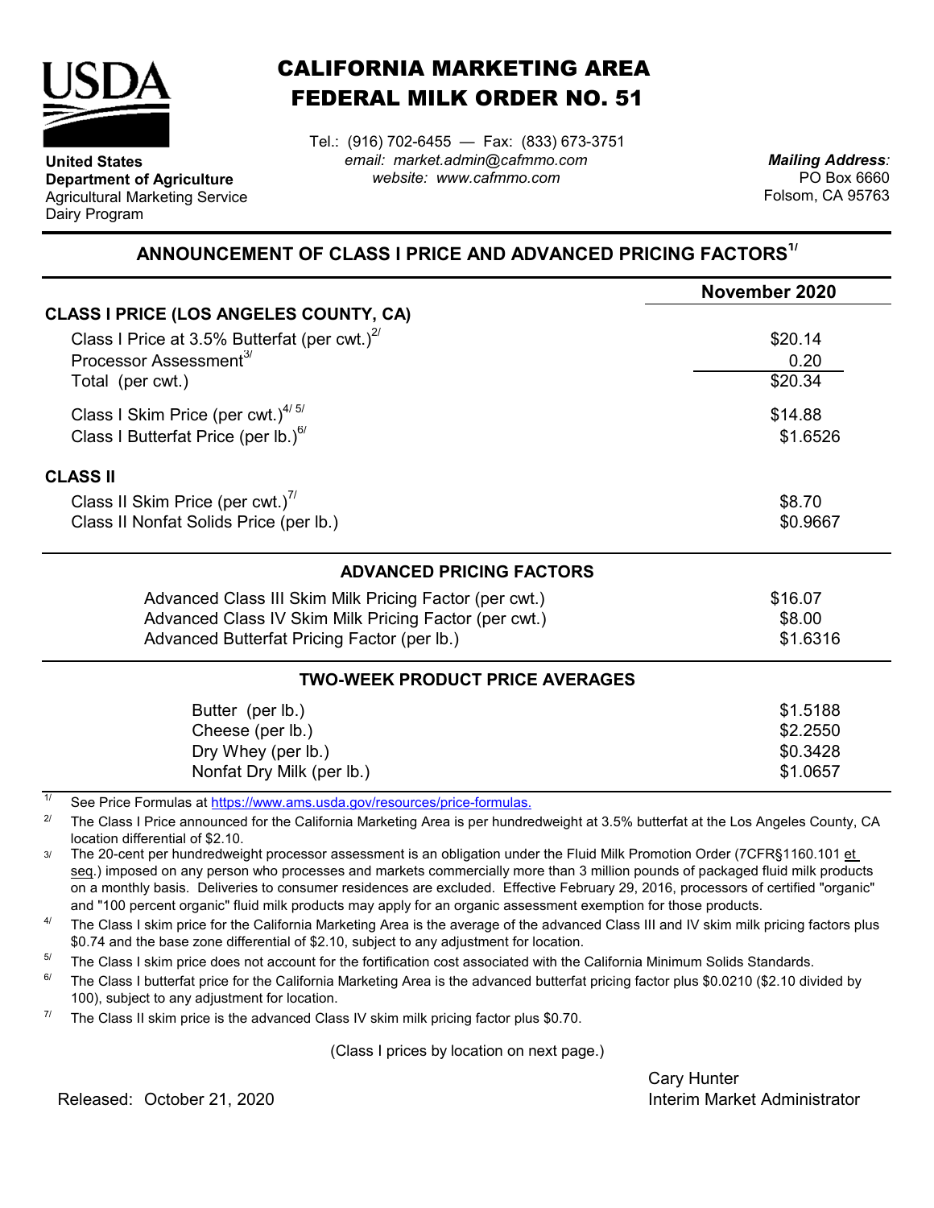**United States Department of Agriculture**
Agricultural Marketing Service
Dairy Program

# CALIFORNIA MARKETING AREA
# FEDERAL MILK ORDER NO. 51

Tel.: (916) 702-6455 — Fax: (833) 673-3751
*email: market.admin@cafmmo.com*
*website: www.cafmmo.com*

***Mailing Address:***
PO Box 6660
Folsom, CA 95763

## ANNOUNCEMENT OF CLASS I PRICE AND ADVANCED PRICING FACTORS[1/]

| | November 2020 |
|---|---|
| **CLASS I PRICE (LOS ANGELES COUNTY, CA)** | |
| Class I Price at 3.5% Butterfat (per cwt.)[2/] | \$20.14 |
| Processor Assessment[3/] | 0.20 |
| Total (per cwt.) | \$20.34 |
| Class I Skim Price (per cwt.)[4/ 5/] | \$14.88 |
| Class I Butterfat Price (per lb.)[6/] | \$1.6526 |
| **CLASS II** | |
| Class II Skim Price (per cwt.)[7/] | \$8.70 |
| Class II Nonfat Solids Price (per lb.) | \$0.9667 |

### ADVANCED PRICING FACTORS

| | |
|---|---|
| Advanced Class III Skim Milk Pricing Factor (per cwt.) | \$16.07 |
| Advanced Class IV Skim Milk Pricing Factor (per cwt.) | \$8.00 |
| Advanced Butterfat Pricing Factor (per lb.) | \$1.6316 |

### TWO-WEEK PRODUCT PRICE AVERAGES

| | |
|---|---|
| Butter (per lb.) | \$1.5188 |
| Cheese (per lb.) | \$2.2550 |
| Dry Whey (per lb.) | \$0.3428 |
| Nonfat Dry Milk (per lb.) | \$1.0657 |

1/ See Price Formulas at https://www.ams.usda.gov/resources/price-formulas.

2/ The Class I Price announced for the California Marketing Area is per hundredweight at 3.5% butterfat at the Los Angeles County, CA location differential of \$2.10.

3/ The 20-cent per hundredweight processor assessment is an obligation under the Fluid Milk Promotion Order (7CFR§1160.101 et seq.) imposed on any person who processes and markets commercially more than 3 million pounds of packaged fluid milk products on a monthly basis. Deliveries to consumer residences are excluded. Effective February 29, 2016, processors of certified "organic" and "100 percent organic" fluid milk products may apply for an organic assessment exemption for those products.

4/ The Class I skim price for the California Marketing Area is the average of the advanced Class III and IV skim milk pricing factors plus \$0.74 and the base zone differential of \$2.10, subject to any adjustment for location.

5/ The Class I skim price does not account for the fortification cost associated with the California Minimum Solids Standards.

6/ The Class I butterfat price for the California Marketing Area is the advanced butterfat pricing factor plus \$0.0210 (\$2.10 divided by 100), subject to any adjustment for location.

7/ The Class II skim price is the advanced Class IV skim milk pricing factor plus \$0.70.

(Class I prices by location on next page.)

Released: October 21, 2020

Cary Hunter
Interim Market Administrator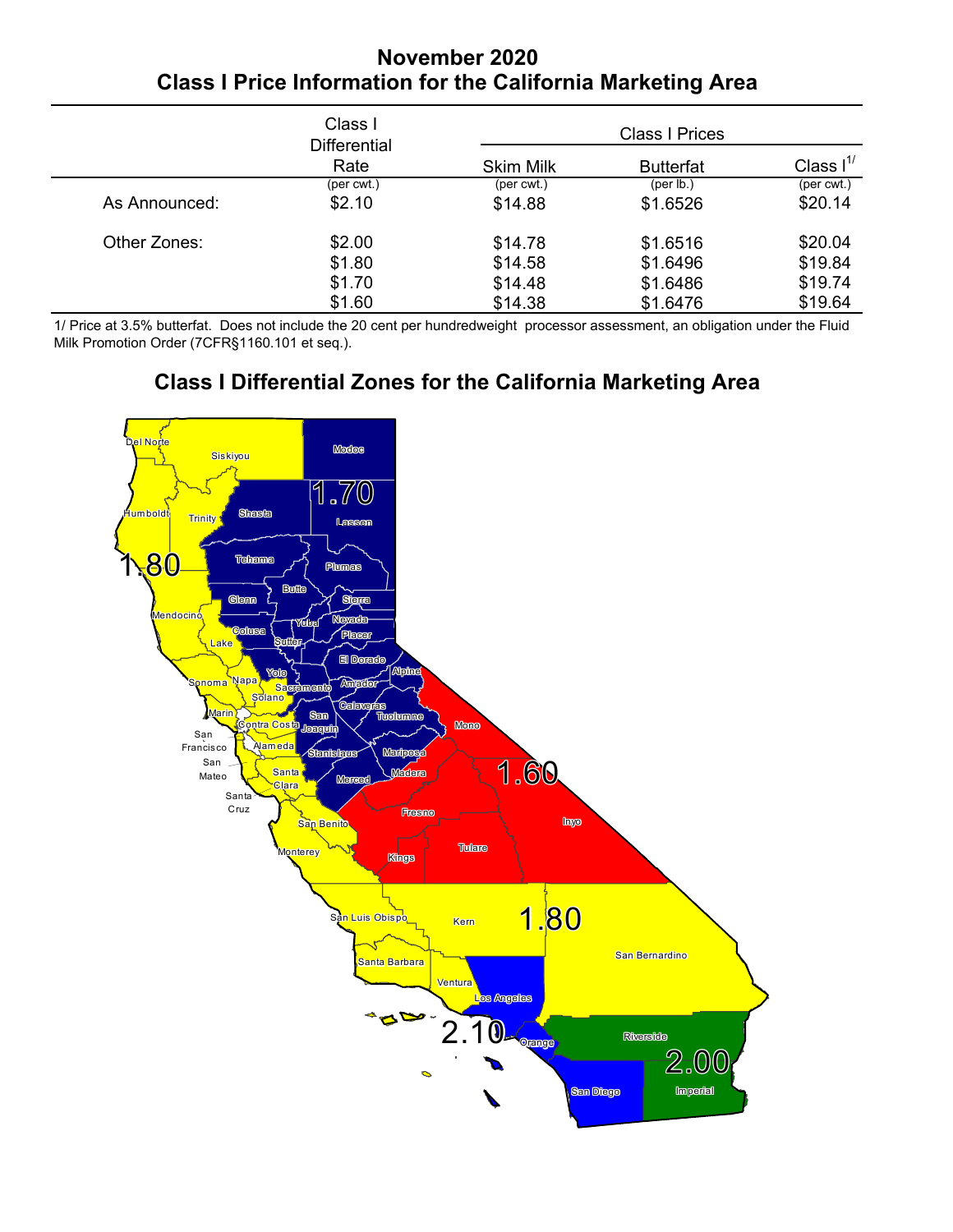# November 2020
# Class I Price Information for the California Marketing Area

| | Class I Differential Rate | Class I Prices | | |
|---|---|---|---|---|
| | | Skim Milk | Butterfat | Class I[1/] |
| | (per cwt.) | (per cwt.) | (per lb.) | (per cwt.) |
| As Announced: | $2.10 | $14.88 | $1.6526 | $20.14 |
| Other Zones: | $2.00 | $14.78 | $1.6516 | $20.04 |
| | $1.80 | $14.58 | $1.6496 | $19.84 |
| | $1.70 | $14.48 | $1.6486 | $19.74 |
| | $1.60 | $14.38 | $1.6476 | $19.64 |

1/ Price at 3.5% butterfat. Does not include the 20 cent per hundredweight processor assessment, an obligation under the Fluid Milk Promotion Order (7CFR§1160.101 et seq.).

## Class I Differential Zones for the California Marketing Area

1.70

1.80

1.60

1.80

2.10

2.00

Del Norte, Siskiyou, Modoc, Humboldt, Trinity, Shasta, Lassen, Tehama, Plumas, Butte, Glenn, Sierra, Mendocino, Yuba, Nevada, Colusa, Lake, Sutter, Placer, El Dorado, Yolo, Alpine, Sonoma, Napa, Sacramento, Amador, Solano, Calaveras, Marin, Tuolumne, San Joaquin, Contra Costa, Mono, San Francisco, Alameda, Stanislaus, Mariposa, San Mateo, Santa Clara, Merced, Madera, Santa Cruz, Fresno, Inyo, San Benito, Monterey, Tulare, Kings, Kern, San Luis Obispo, San Bernardino, Santa Barbara, Ventura, Los Angeles, Orange, Riverside, San Diego, Imperial